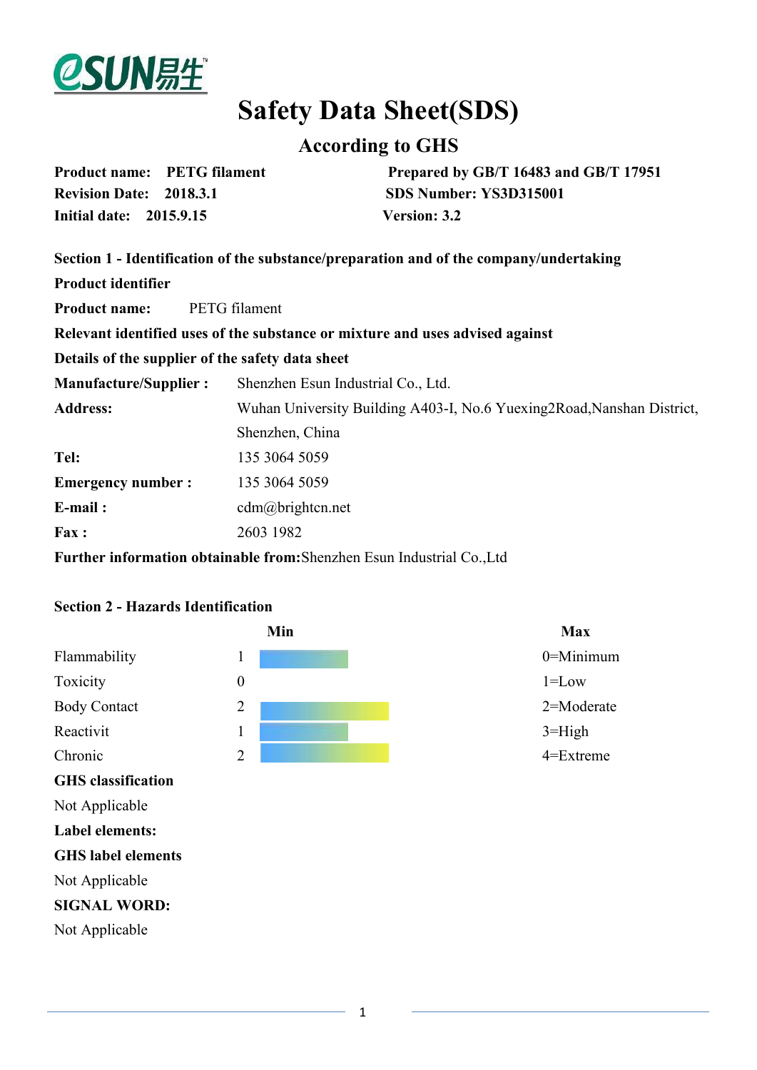# Safety Data Sheet(SDS)

## According to GHS

**Product name: PETG filament** **Prepared by GB/T 16483 and GB/T 17951**
**Revision Date: 2018.3.1** **SDS Number: YS3D315001**
**Initial date: 2015.9.15** **Version: 3.2**

**Section 1 - Identification of the substance/preparation and of the company/undertaking**

**Product identifier**

**Product name:** PETG filament

**Relevant identified uses of the substance or mixture and uses advised against**

**Details of the supplier of the safety data sheet**

**Manufacture/Supplier :** Shenzhen Esun Industrial Co., Ltd.

**Address:** Wuhan University Building A403-I, No.6 Yuexing2Road,Nanshan District, Shenzhen, China

**Tel:** 135 3064 5059

**Emergency number :** 135 3064 5059

**E-mail :** cdm@brightcn.net

**Fax :** 2603 1982

**Further information obtainable from:** Shenzhen Esun Industrial Co.,Ltd

**Section 2 - Hazards Identification**

| | Min | Max |
|---|---|---|
| Flammability | 1 | 0=Minimum |
| Toxicity | 0 | 1=Low |
| Body Contact | 2 | 2=Moderate |
| Reactivit | 1 | 3=High |
| Chronic | 2 | 4=Extreme |

**GHS classification**

Not Applicable

**Label elements:**

**GHS label elements**

Not Applicable

**SIGNAL WORD:**

Not Applicable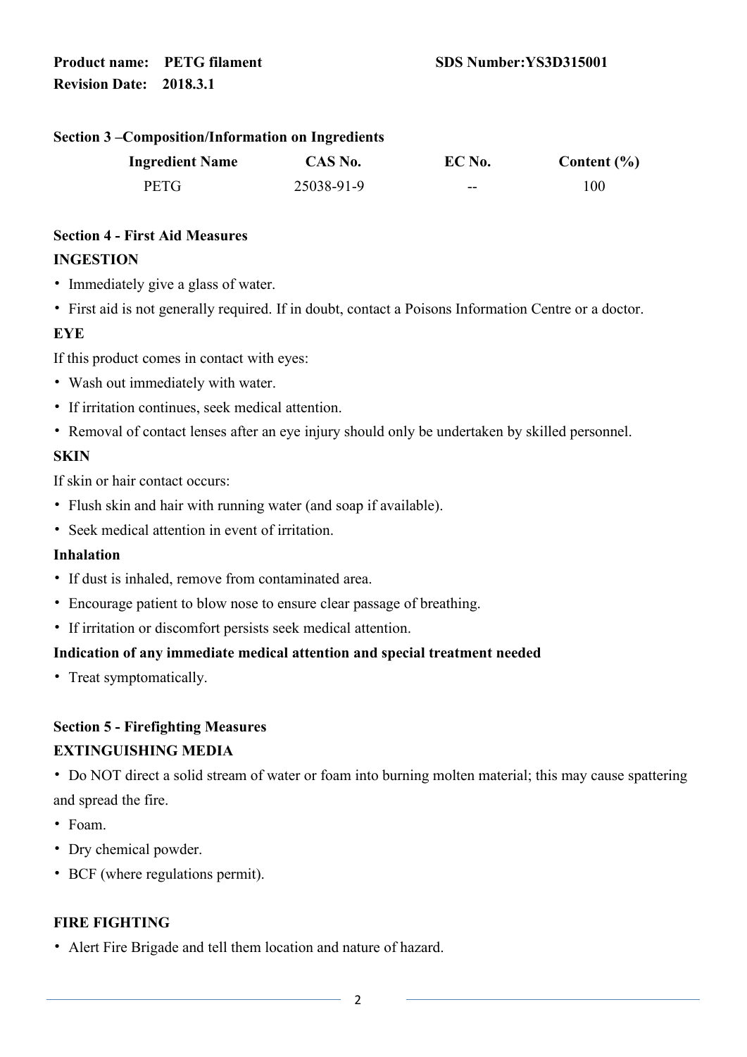**Product name: PETG filament** **SDS Number:YS3D315001**
**Revision Date: 2018.3.1**

## Section 3 –Composition/Information on Ingredients

| Ingredient Name | CAS No. | EC No. | Content (%) |
|---|---|---|---|
| PETG | 25038-91-9 | -- | 100 |

## Section 4 - First Aid Measures

### INGESTION

- Immediately give a glass of water.
- First aid is not generally required. If in doubt, contact a Poisons Information Centre or a doctor.

### EYE

If this product comes in contact with eyes:

- Wash out immediately with water.
- If irritation continues, seek medical attention.
- Removal of contact lenses after an eye injury should only be undertaken by skilled personnel.

### SKIN

If skin or hair contact occurs:

- Flush skin and hair with running water (and soap if available).
- Seek medical attention in event of irritation.

### Inhalation

- If dust is inhaled, remove from contaminated area.
- Encourage patient to blow nose to ensure clear passage of breathing.
- If irritation or discomfort persists seek medical attention.

### Indication of any immediate medical attention and special treatment needed

- Treat symptomatically.

## Section 5 - Firefighting Measures

### EXTINGUISHING MEDIA

- Do NOT direct a solid stream of water or foam into burning molten material; this may cause spattering and spread the fire.
- Foam.
- Dry chemical powder.
- BCF (where regulations permit).

### FIRE FIGHTING

- Alert Fire Brigade and tell them location and nature of hazard.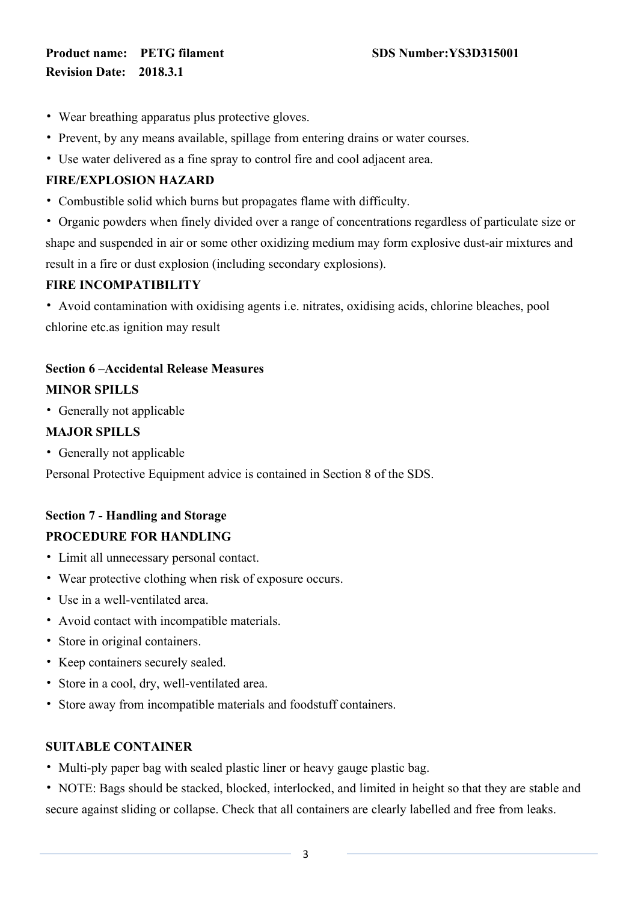- Wear breathing apparatus plus protective gloves.
- Prevent, by any means available, spillage from entering drains or water courses.
- Use water delivered as a fine spray to control fire and cool adjacent area.

**FIRE/EXPLOSION HAZARD**

- Combustible solid which burns but propagates flame with difficulty.
- Organic powders when finely divided over a range of concentrations regardless of particulate size or shape and suspended in air or some other oxidizing medium may form explosive dust-air mixtures and result in a fire or dust explosion (including secondary explosions).

**FIRE INCOMPATIBILITY**

- Avoid contamination with oxidising agents i.e. nitrates, oxidising acids, chlorine bleaches, pool chlorine etc.as ignition may result

## Section 6 –Accidental Release Measures

**MINOR SPILLS**

- Generally not applicable

**MAJOR SPILLS**

- Generally not applicable

Personal Protective Equipment advice is contained in Section 8 of the SDS.

## Section 7 - Handling and Storage

**PROCEDURE FOR HANDLING**

- Limit all unnecessary personal contact.
- Wear protective clothing when risk of exposure occurs.
- Use in a well-ventilated area.
- Avoid contact with incompatible materials.
- Store in original containers.
- Keep containers securely sealed.
- Store in a cool, dry, well-ventilated area.
- Store away from incompatible materials and foodstuff containers.

**SUITABLE CONTAINER**

- Multi-ply paper bag with sealed plastic liner or heavy gauge plastic bag.
- NOTE: Bags should be stacked, blocked, interlocked, and limited in height so that they are stable and secure against sliding or collapse. Check that all containers are clearly labelled and free from leaks.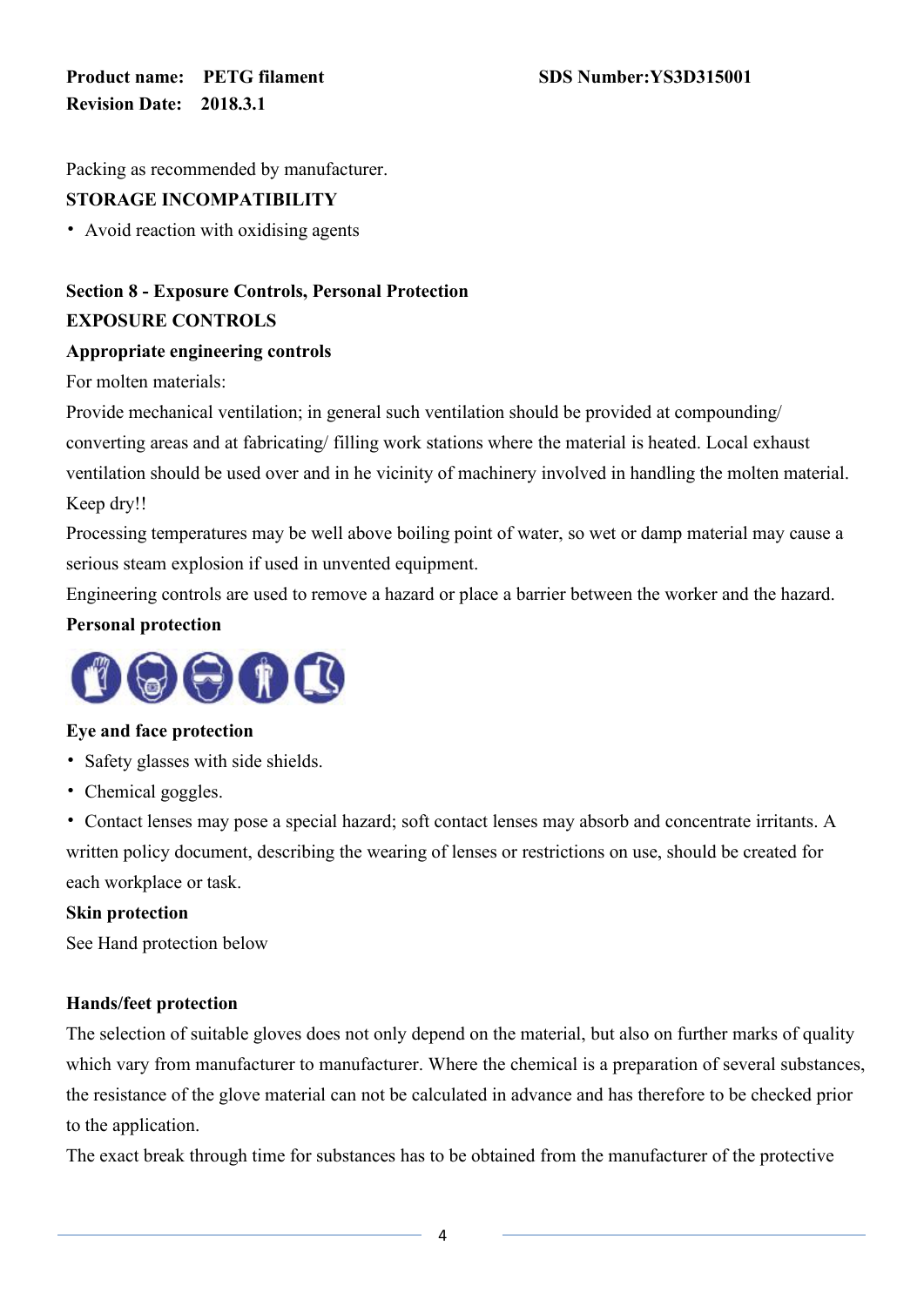Packing as recommended by manufacturer.

**STORAGE INCOMPATIBILITY**

- Avoid reaction with oxidising agents

## Section 8 - Exposure Controls, Personal Protection

### EXPOSURE CONTROLS

**Appropriate engineering controls**

For molten materials:

Provide mechanical ventilation; in general such ventilation should be provided at compounding/ converting areas and at fabricating/ filling work stations where the material is heated. Local exhaust ventilation should be used over and in he vicinity of machinery involved in handling the molten material.

Keep dry!!

Processing temperatures may be well above boiling point of water, so wet or damp material may cause a serious steam explosion if used in unvented equipment.

Engineering controls are used to remove a hazard or place a barrier between the worker and the hazard.

**Personal protection**

**Eye and face protection**

- Safety glasses with side shields.
- Chemical goggles.
- Contact lenses may pose a special hazard; soft contact lenses may absorb and concentrate irritants. A written policy document, describing the wearing of lenses or restrictions on use, should be created for each workplace or task.

**Skin protection**

See Hand protection below

**Hands/feet protection**

The selection of suitable gloves does not only depend on the material, but also on further marks of quality which vary from manufacturer to manufacturer. Where the chemical is a preparation of several substances, the resistance of the glove material can not be calculated in advance and has therefore to be checked prior to the application.

The exact break through time for substances has to be obtained from the manufacturer of the protective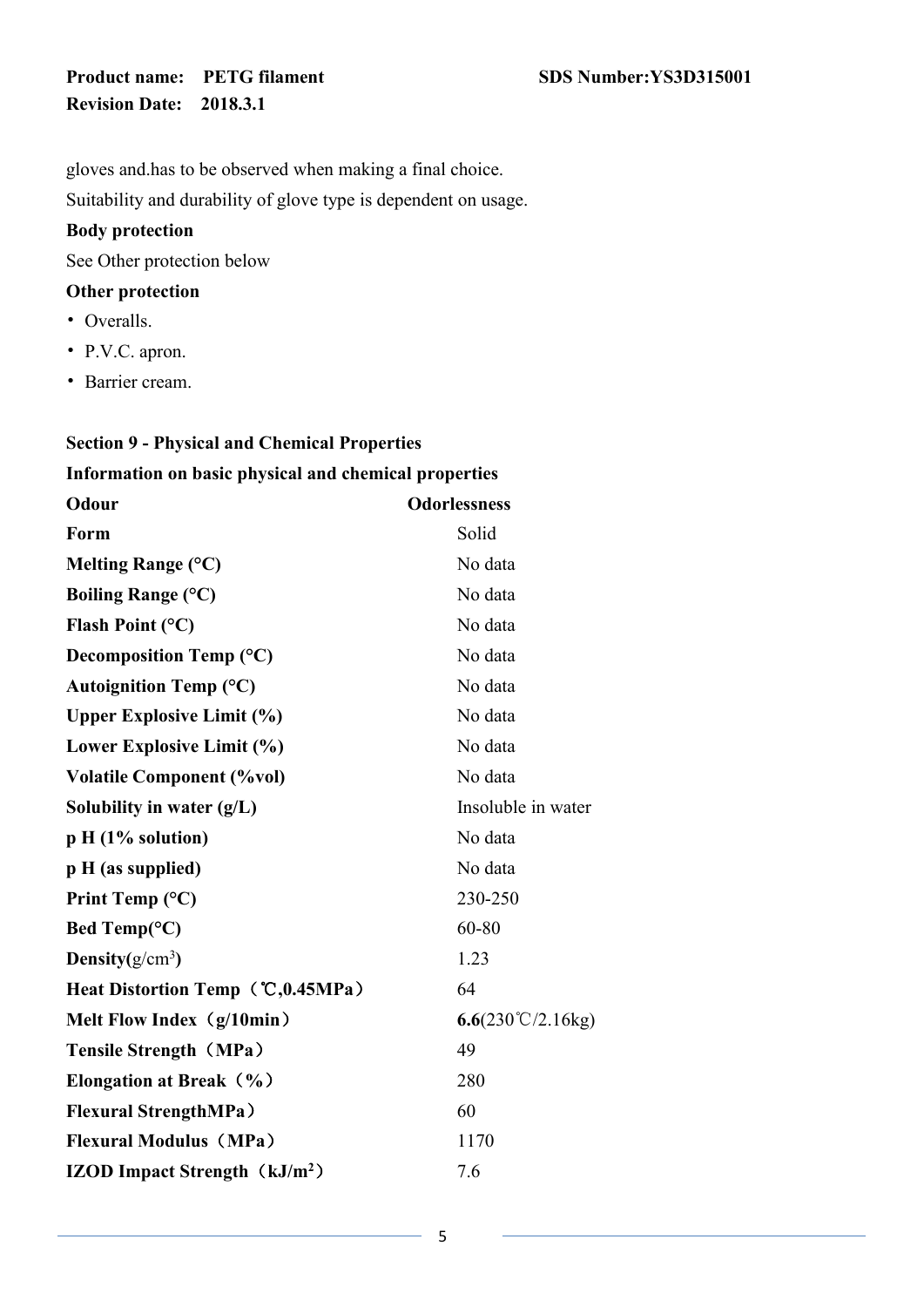gloves and.has to be observed when making a final choice.

Suitability and durability of glove type is dependent on usage.

**Body protection**

See Other protection below

**Other protection**

- Overalls.
- P.V.C. apron.
- Barrier cream.

**Section 9 - Physical and Chemical Properties**

**Information on basic physical and chemical properties**

| | |
|---|---|
| **Odour** | **Odorlessness** |
| **Form** | Solid |
| **Melting Range (°C)** | No data |
| **Boiling Range (°C)** | No data |
| **Flash Point (°C)** | No data |
| **Decomposition Temp (°C)** | No data |
| **Autoignition Temp (°C)** | No data |
| **Upper Explosive Limit (%)** | No data |
| **Lower Explosive Limit (%)** | No data |
| **Volatile Component (%vol)** | No data |
| **Solubility in water (g/L)** | Insoluble in water |
| **p H (1% solution)** | No data |
| **p H (as supplied)** | No data |
| **Print Temp (°C)** | 230-250 |
| **Bed Temp(°C)** | 60-80 |
| **Density**(g/cm$^3$) | 1.23 |
| **Heat Distortion Temp（℃,0.45MPa）** | 64 |
| **Melt Flow Index（g/10min）** | **6.6**(230℃/2.16kg) |
| **Tensile Strength（MPa）** | 49 |
| **Elongation at Break（%）** | 280 |
| **Flexural StrengthMPa）** | 60 |
| **Flexural Modulus（MPa）** | 1170 |
| **IZOD Impact Strength（kJ/m$^2$）** | 7.6 |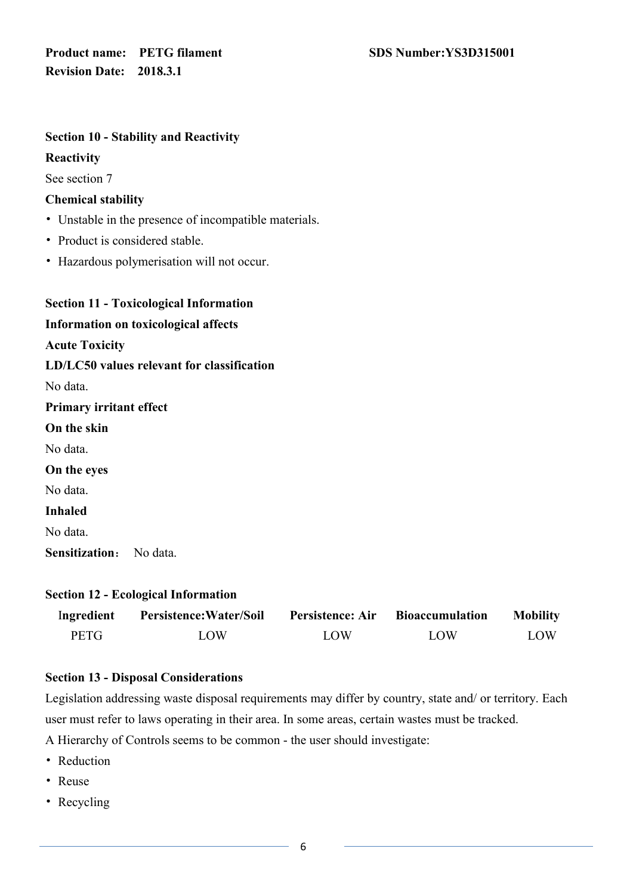## Section 10 - Stability and Reactivity

**Reactivity**

See section 7

**Chemical stability**

- Unstable in the presence of incompatible materials.
- Product is considered stable.
- Hazardous polymerisation will not occur.

## Section 11 - Toxicological Information

**Information on toxicological affects**

**Acute Toxicity**

**LD/LC50 values relevant for classification**

No data.

**Primary irritant effect**

**On the skin**

No data.

**On the eyes**

No data.

**Inhaled**

No data.

**Sensitization**： No data.

## Section 12 - Ecological Information

| Ingredient | Persistence: Water/Soil | Persistence: Air | Bioaccumulation | Mobility |
|---|---|---|---|---|
| PETG | LOW | LOW | LOW | LOW |

## Section 13 - Disposal Considerations

Legislation addressing waste disposal requirements may differ by country, state and/ or territory. Each user must refer to laws operating in their area. In some areas, certain wastes must be tracked.

A Hierarchy of Controls seems to be common - the user should investigate:

- Reduction
- Reuse
- Recycling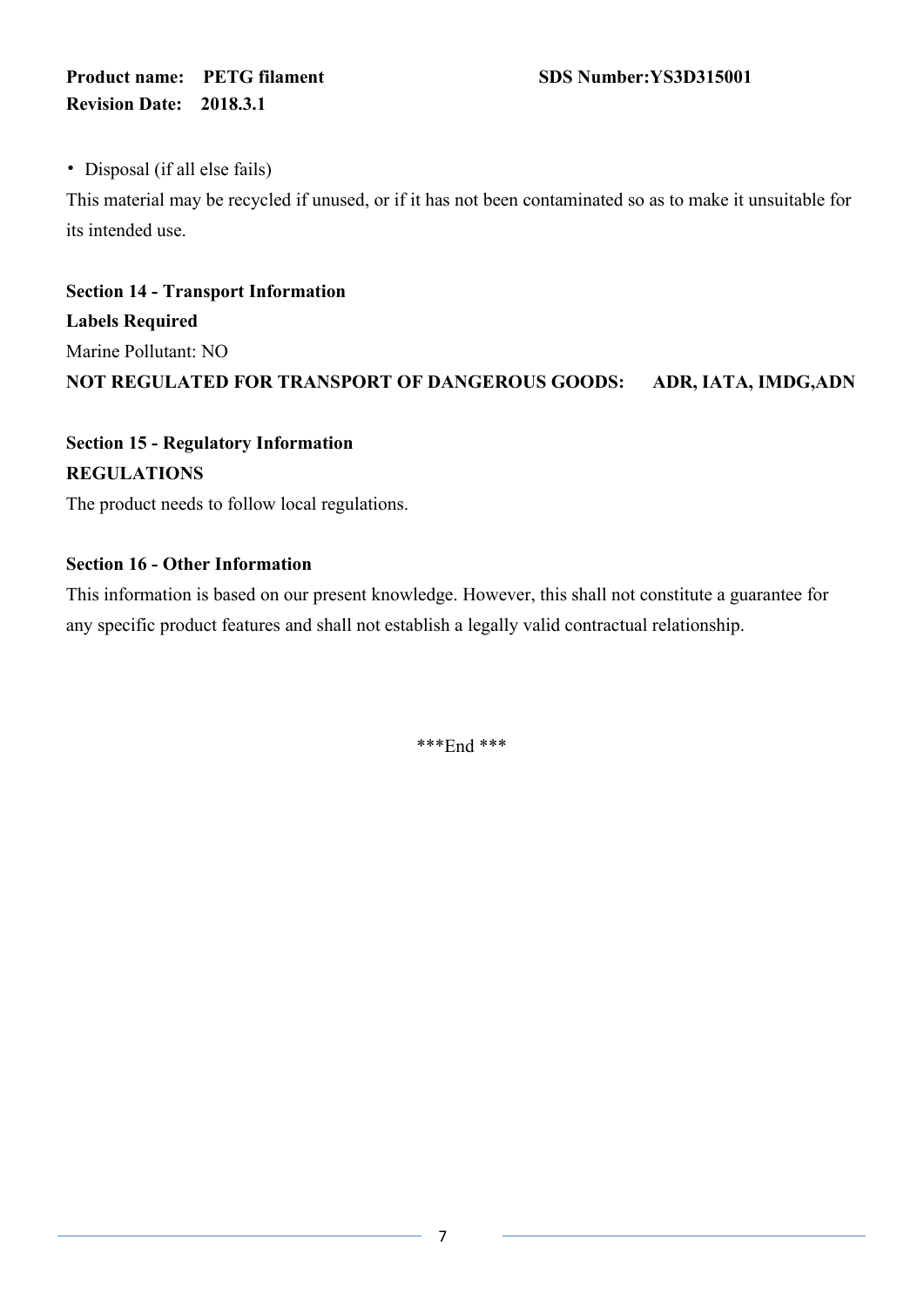• Disposal (if all else fails)

This material may be recycled if unused, or if it has not been contaminated so as to make it unsuitable for its intended use.

**Section 14 - Transport Information**

**Labels Required**

Marine Pollutant: NO

**NOT REGULATED FOR TRANSPORT OF DANGEROUS GOODS: ADR, IATA, IMDG,ADN**

**Section 15 - Regulatory Information**

**REGULATIONS**

The product needs to follow local regulations.

**Section 16 - Other Information**

This information is based on our present knowledge. However, this shall not constitute a guarantee for any specific product features and shall not establish a legally valid contractual relationship.

***End ***